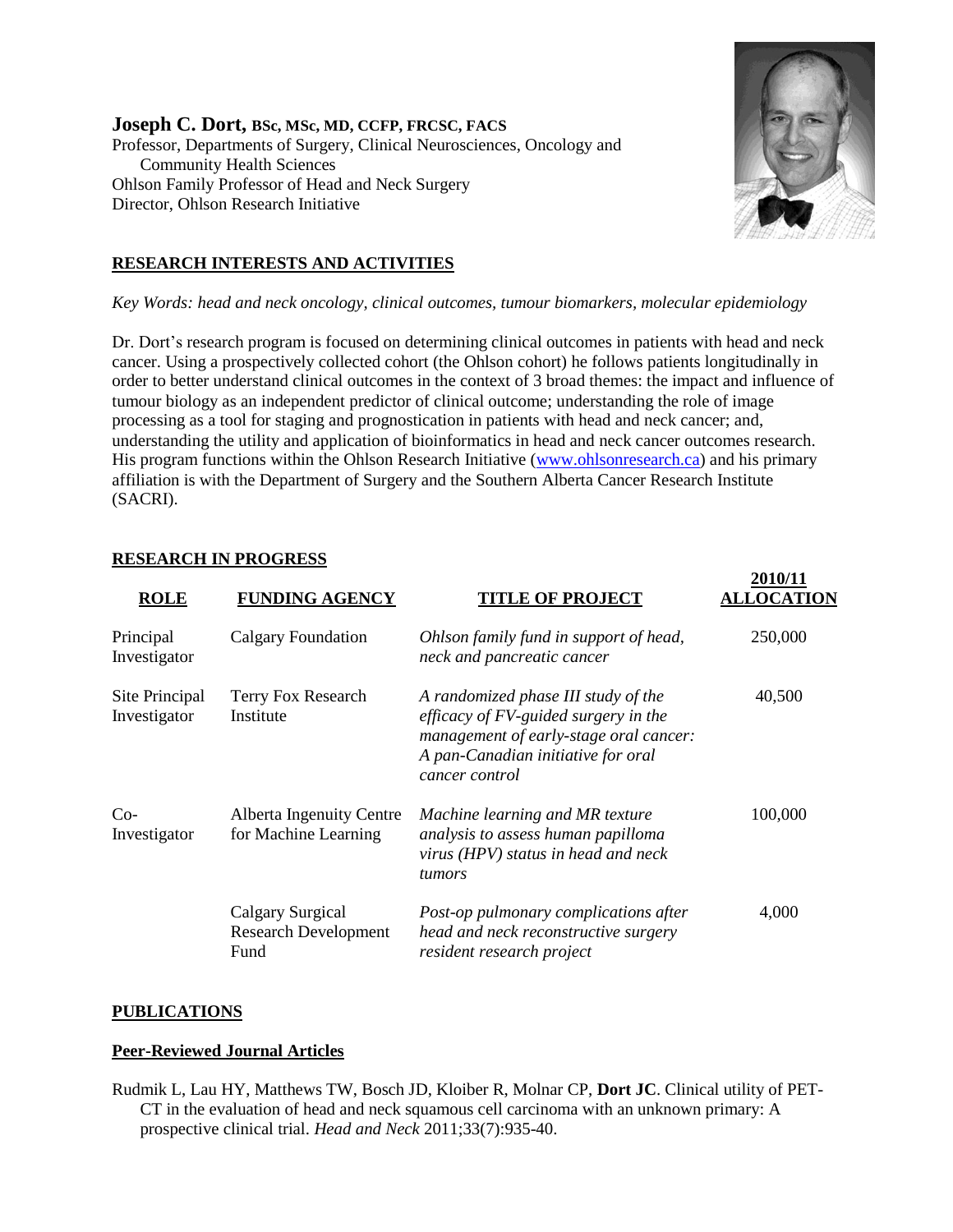**Joseph C. Dort, BSc, MSc, MD, CCFP, FRCSC, FACS**
Professor, Departments of Surgery, Clinical Neurosciences, Oncology and Community Health Sciences
Ohlson Family Professor of Head and Neck Surgery
Director, Ohlson Research Initiative

## RESEARCH INTERESTS AND ACTIVITIES

*Key Words: head and neck oncology, clinical outcomes, tumour biomarkers, molecular epidemiology*

Dr. Dort's research program is focused on determining clinical outcomes in patients with head and neck cancer. Using a prospectively collected cohort (the Ohlson cohort) he follows patients longitudinally in order to better understand clinical outcomes in the context of 3 broad themes: the impact and influence of tumour biology as an independent predictor of clinical outcome; understanding the role of image processing as a tool for staging and prognostication in patients with head and neck cancer; and, understanding the utility and application of bioinformatics in head and neck cancer outcomes research. His program functions within the Ohlson Research Initiative (www.ohlsonresearch.ca) and his primary affiliation is with the Department of Surgery and the Southern Alberta Cancer Research Institute (SACRI).

## RESEARCH IN PROGRESS

| ROLE | FUNDING AGENCY | TITLE OF PROJECT | 2010/11 ALLOCATION |
|---|---|---|---|
| Principal Investigator | Calgary Foundation | *Ohlson family fund in support of head, neck and pancreatic cancer* | 250,000 |
| Site Principal Investigator | Terry Fox Research Institute | *A randomized phase III study of the efficacy of FV-guided surgery in the management of early-stage oral cancer: A pan-Canadian initiative for oral cancer control* | 40,500 |
| Co-Investigator | Alberta Ingenuity Centre for Machine Learning | *Machine learning and MR texture analysis to assess human papilloma virus (HPV) status in head and neck tumors* | 100,000 |
| | Calgary Surgical Research Development Fund | *Post-op pulmonary complications after head and neck reconstructive surgery resident research project* | 4,000 |

## PUBLICATIONS

### Peer-Reviewed Journal Articles

Rudmik L, Lau HY, Matthews TW, Bosch JD, Kloiber R, Molnar CP, **Dort JC**. Clinical utility of PET-CT in the evaluation of head and neck squamous cell carcinoma with an unknown primary: A prospective clinical trial. *Head and Neck* 2011;33(7):935-40.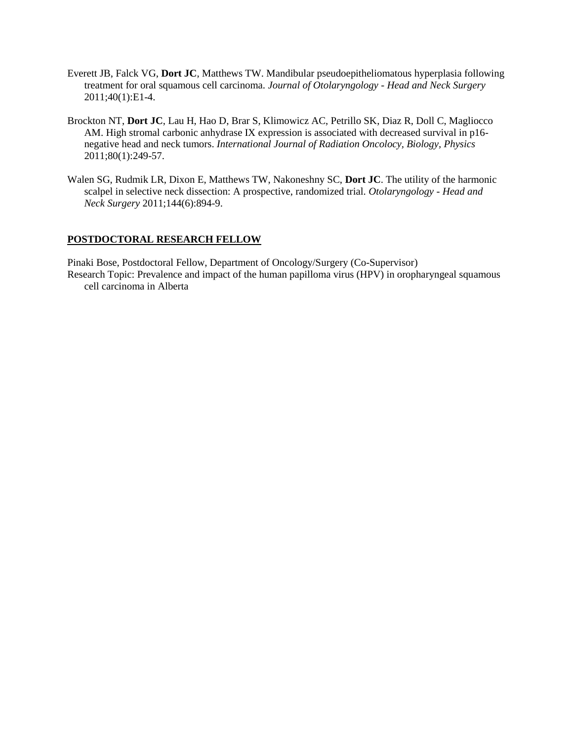Everett JB, Falck VG, **Dort JC**, Matthews TW. Mandibular pseudoepitheliomatous hyperplasia following treatment for oral squamous cell carcinoma. *Journal of Otolaryngology - Head and Neck Surgery* 2011;40(1):E1-4.

Brockton NT, **Dort JC**, Lau H, Hao D, Brar S, Klimowicz AC, Petrillo SK, Diaz R, Doll C, Magliocco AM. High stromal carbonic anhydrase IX expression is associated with decreased survival in p16-negative head and neck tumors. *International Journal of Radiation Oncolocy, Biology, Physics* 2011;80(1):249-57.

Walen SG, Rudmik LR, Dixon E, Matthews TW, Nakoneshny SC, **Dort JC**. The utility of the harmonic scalpel in selective neck dissection: A prospective, randomized trial. *Otolaryngology - Head and Neck Surgery* 2011;144(6):894-9.

## POSTDOCTORAL RESEARCH FELLOW

Pinaki Bose, Postdoctoral Fellow, Department of Oncology/Surgery (Co-Supervisor)
Research Topic: Prevalence and impact of the human papilloma virus (HPV) in oropharyngeal squamous cell carcinoma in Alberta